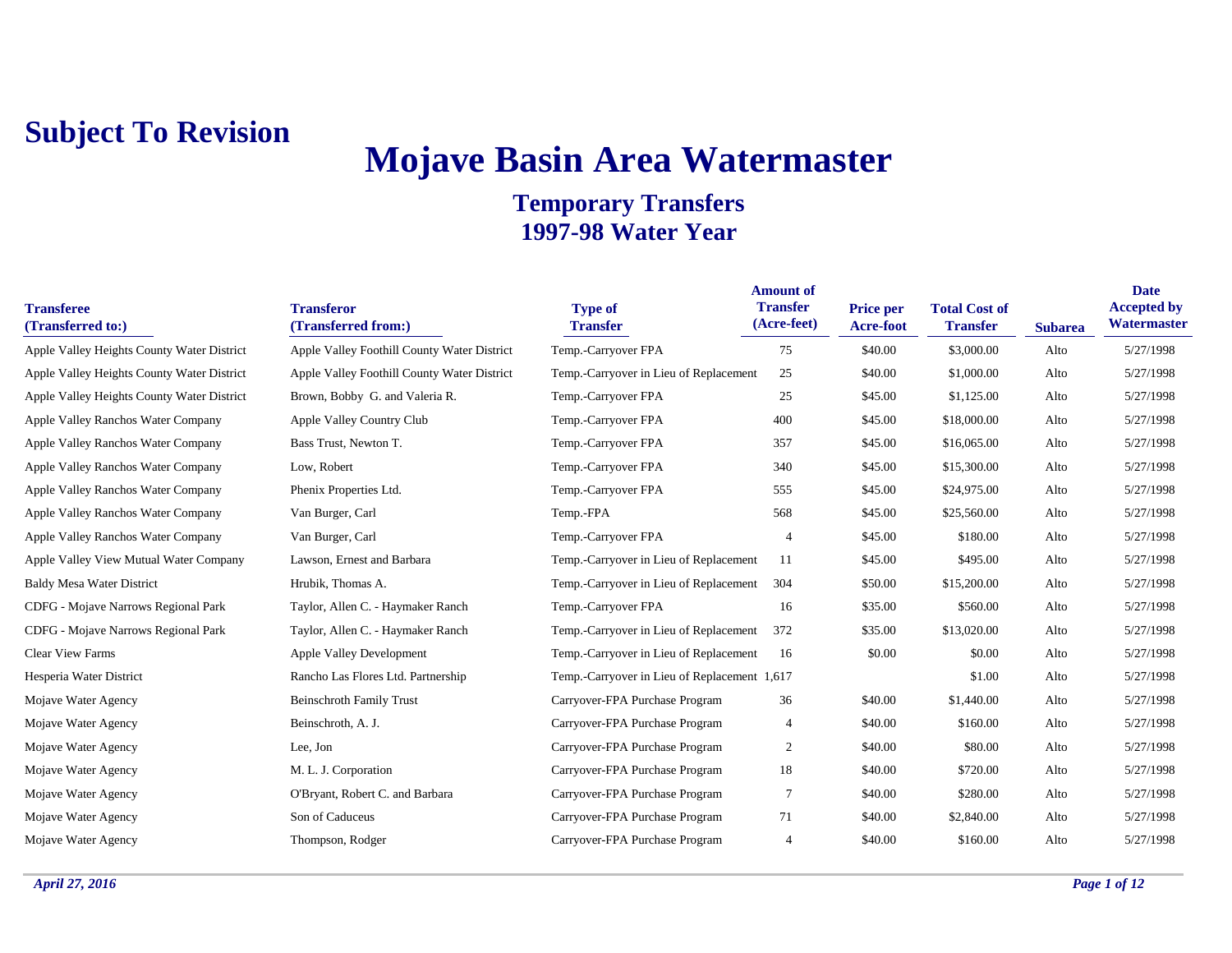**Subject To Revision**

# Mojave Basin Area Watermaster

## Temporary Transfers
## 1997-98 Water Year

| Transferee (Transferred to:) | Transferor (Transferred from:) | Type of Transfer | Amount of Transfer (Acre-feet) | Price per Acre-foot | Total Cost of Transfer | Subarea | Date Accepted by Watermaster |
|---|---|---|---|---|---|---|---|
| Apple Valley Heights County Water District | Apple Valley Foothill County Water District | Temp.-Carryover FPA | 75 | $40.00 | $3,000.00 | Alto | 5/27/1998 |
| Apple Valley Heights County Water District | Apple Valley Foothill County Water District | Temp.-Carryover in Lieu of Replacement | 25 | $40.00 | $1,000.00 | Alto | 5/27/1998 |
| Apple Valley Heights County Water District | Brown, Bobby G. and Valeria R. | Temp.-Carryover FPA | 25 | $45.00 | $1,125.00 | Alto | 5/27/1998 |
| Apple Valley Ranchos Water Company | Apple Valley Country Club | Temp.-Carryover FPA | 400 | $45.00 | $18,000.00 | Alto | 5/27/1998 |
| Apple Valley Ranchos Water Company | Bass Trust, Newton T. | Temp.-Carryover FPA | 357 | $45.00 | $16,065.00 | Alto | 5/27/1998 |
| Apple Valley Ranchos Water Company | Low, Robert | Temp.-Carryover FPA | 340 | $45.00 | $15,300.00 | Alto | 5/27/1998 |
| Apple Valley Ranchos Water Company | Phenix Properties Ltd. | Temp.-Carryover FPA | 555 | $45.00 | $24,975.00 | Alto | 5/27/1998 |
| Apple Valley Ranchos Water Company | Van Burger, Carl | Temp.-FPA | 568 | $45.00 | $25,560.00 | Alto | 5/27/1998 |
| Apple Valley Ranchos Water Company | Van Burger, Carl | Temp.-Carryover FPA | 4 | $45.00 | $180.00 | Alto | 5/27/1998 |
| Apple Valley View Mutual Water Company | Lawson, Ernest and Barbara | Temp.-Carryover in Lieu of Replacement | 11 | $45.00 | $495.00 | Alto | 5/27/1998 |
| Baldy Mesa Water District | Hrubik, Thomas A. | Temp.-Carryover in Lieu of Replacement | 304 | $50.00 | $15,200.00 | Alto | 5/27/1998 |
| CDFG - Mojave Narrows Regional Park | Taylor, Allen C. - Haymaker Ranch | Temp.-Carryover FPA | 16 | $35.00 | $560.00 | Alto | 5/27/1998 |
| CDFG - Mojave Narrows Regional Park | Taylor, Allen C. - Haymaker Ranch | Temp.-Carryover in Lieu of Replacement | 372 | $35.00 | $13,020.00 | Alto | 5/27/1998 |
| Clear View Farms | Apple Valley Development | Temp.-Carryover in Lieu of Replacement | 16 | $0.00 | $0.00 | Alto | 5/27/1998 |
| Hesperia Water District | Rancho Las Flores Ltd. Partnership | Temp.-Carryover in Lieu of Replacement | 1,617 | | $1.00 | Alto | 5/27/1998 |
| Mojave Water Agency | Beinschroth Family Trust | Carryover-FPA Purchase Program | 36 | $40.00 | $1,440.00 | Alto | 5/27/1998 |
| Mojave Water Agency | Beinschroth, A. J. | Carryover-FPA Purchase Program | 4 | $40.00 | $160.00 | Alto | 5/27/1998 |
| Mojave Water Agency | Lee, Jon | Carryover-FPA Purchase Program | 2 | $40.00 | $80.00 | Alto | 5/27/1998 |
| Mojave Water Agency | M. L. J. Corporation | Carryover-FPA Purchase Program | 18 | $40.00 | $720.00 | Alto | 5/27/1998 |
| Mojave Water Agency | O'Bryant, Robert C. and Barbara | Carryover-FPA Purchase Program | 7 | $40.00 | $280.00 | Alto | 5/27/1998 |
| Mojave Water Agency | Son of Caduceus | Carryover-FPA Purchase Program | 71 | $40.00 | $2,840.00 | Alto | 5/27/1998 |
| Mojave Water Agency | Thompson, Rodger | Carryover-FPA Purchase Program | 4 | $40.00 | $160.00 | Alto | 5/27/1998 |

*April 27, 2016*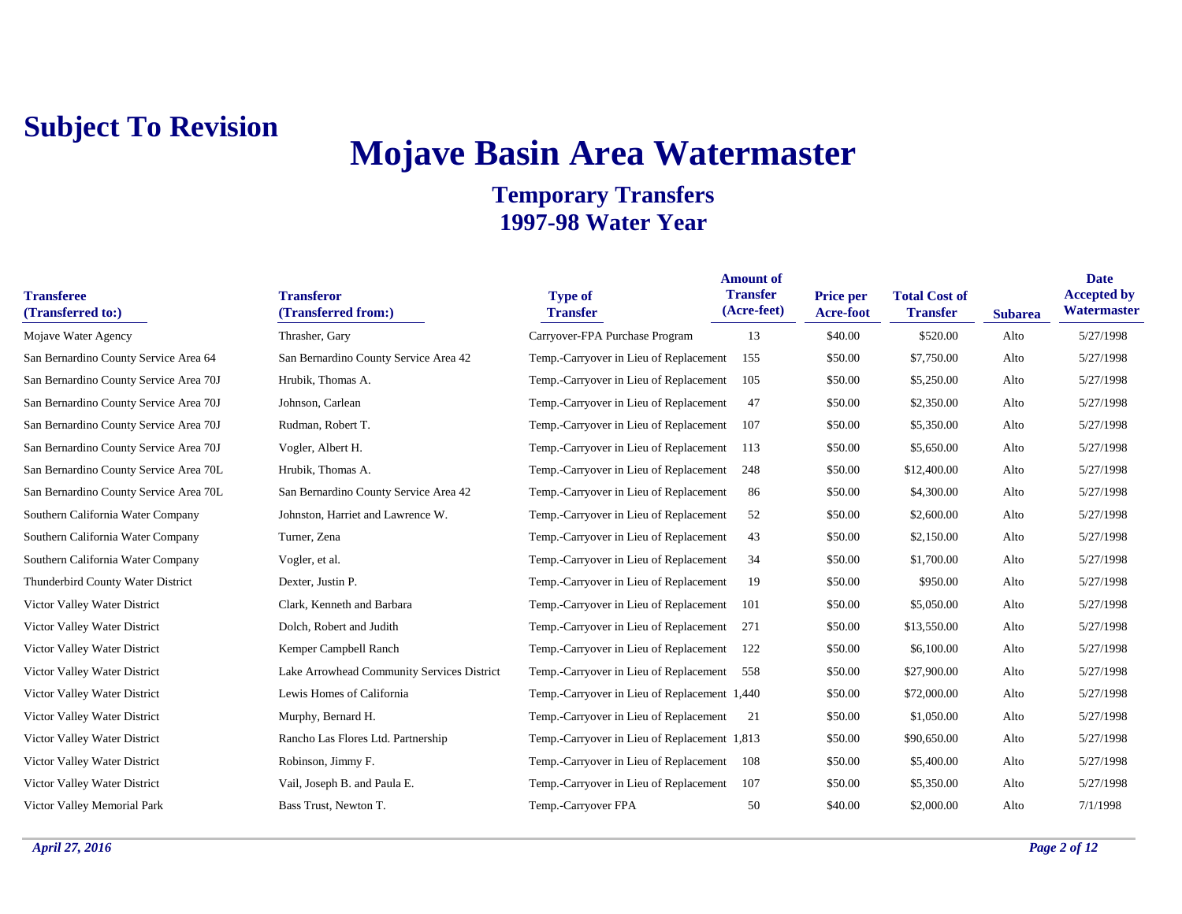**Subject To Revision**

# Mojave Basin Area Watermaster

## Temporary Transfers
## 1997-98 Water Year

| Transferee (Transferred to:) | Transferor (Transferred from:) | Type of Transfer | Amount of Transfer (Acre-feet) | Price per Acre-foot | Total Cost of Transfer | Subarea | Date Accepted by Watermaster |
|---|---|---|---|---|---|---|---|
| Mojave Water Agency | Thrasher, Gary | Carryover-FPA Purchase Program | 13 | $40.00 | $520.00 | Alto | 5/27/1998 |
| San Bernardino County Service Area 64 | San Bernardino County Service Area 42 | Temp.-Carryover in Lieu of Replacement | 155 | $50.00 | $7,750.00 | Alto | 5/27/1998 |
| San Bernardino County Service Area 70J | Hrubik, Thomas A. | Temp.-Carryover in Lieu of Replacement | 105 | $50.00 | $5,250.00 | Alto | 5/27/1998 |
| San Bernardino County Service Area 70J | Johnson, Carlean | Temp.-Carryover in Lieu of Replacement | 47 | $50.00 | $2,350.00 | Alto | 5/27/1998 |
| San Bernardino County Service Area 70J | Rudman, Robert T. | Temp.-Carryover in Lieu of Replacement | 107 | $50.00 | $5,350.00 | Alto | 5/27/1998 |
| San Bernardino County Service Area 70J | Vogler, Albert H. | Temp.-Carryover in Lieu of Replacement | 113 | $50.00 | $5,650.00 | Alto | 5/27/1998 |
| San Bernardino County Service Area 70L | Hrubik, Thomas A. | Temp.-Carryover in Lieu of Replacement | 248 | $50.00 | $12,400.00 | Alto | 5/27/1998 |
| San Bernardino County Service Area 70L | San Bernardino County Service Area 42 | Temp.-Carryover in Lieu of Replacement | 86 | $50.00 | $4,300.00 | Alto | 5/27/1998 |
| Southern California Water Company | Johnston, Harriet and Lawrence W. | Temp.-Carryover in Lieu of Replacement | 52 | $50.00 | $2,600.00 | Alto | 5/27/1998 |
| Southern California Water Company | Turner, Zena | Temp.-Carryover in Lieu of Replacement | 43 | $50.00 | $2,150.00 | Alto | 5/27/1998 |
| Southern California Water Company | Vogler, et al. | Temp.-Carryover in Lieu of Replacement | 34 | $50.00 | $1,700.00 | Alto | 5/27/1998 |
| Thunderbird County Water District | Dexter, Justin P. | Temp.-Carryover in Lieu of Replacement | 19 | $50.00 | $950.00 | Alto | 5/27/1998 |
| Victor Valley Water District | Clark, Kenneth and Barbara | Temp.-Carryover in Lieu of Replacement | 101 | $50.00 | $5,050.00 | Alto | 5/27/1998 |
| Victor Valley Water District | Dolch, Robert and Judith | Temp.-Carryover in Lieu of Replacement | 271 | $50.00 | $13,550.00 | Alto | 5/27/1998 |
| Victor Valley Water District | Kemper Campbell Ranch | Temp.-Carryover in Lieu of Replacement | 122 | $50.00 | $6,100.00 | Alto | 5/27/1998 |
| Victor Valley Water District | Lake Arrowhead Community Services District | Temp.-Carryover in Lieu of Replacement | 558 | $50.00 | $27,900.00 | Alto | 5/27/1998 |
| Victor Valley Water District | Lewis Homes of California | Temp.-Carryover in Lieu of Replacement | 1,440 | $50.00 | $72,000.00 | Alto | 5/27/1998 |
| Victor Valley Water District | Murphy, Bernard H. | Temp.-Carryover in Lieu of Replacement | 21 | $50.00 | $1,050.00 | Alto | 5/27/1998 |
| Victor Valley Water District | Rancho Las Flores Ltd. Partnership | Temp.-Carryover in Lieu of Replacement | 1,813 | $50.00 | $90,650.00 | Alto | 5/27/1998 |
| Victor Valley Water District | Robinson, Jimmy F. | Temp.-Carryover in Lieu of Replacement | 108 | $50.00 | $5,400.00 | Alto | 5/27/1998 |
| Victor Valley Water District | Vail, Joseph B. and Paula E. | Temp.-Carryover in Lieu of Replacement | 107 | $50.00 | $5,350.00 | Alto | 5/27/1998 |
| Victor Valley Memorial Park | Bass Trust, Newton T. | Temp.-Carryover FPA | 50 | $40.00 | $2,000.00 | Alto | 7/1/1998 |

*April 27, 2016*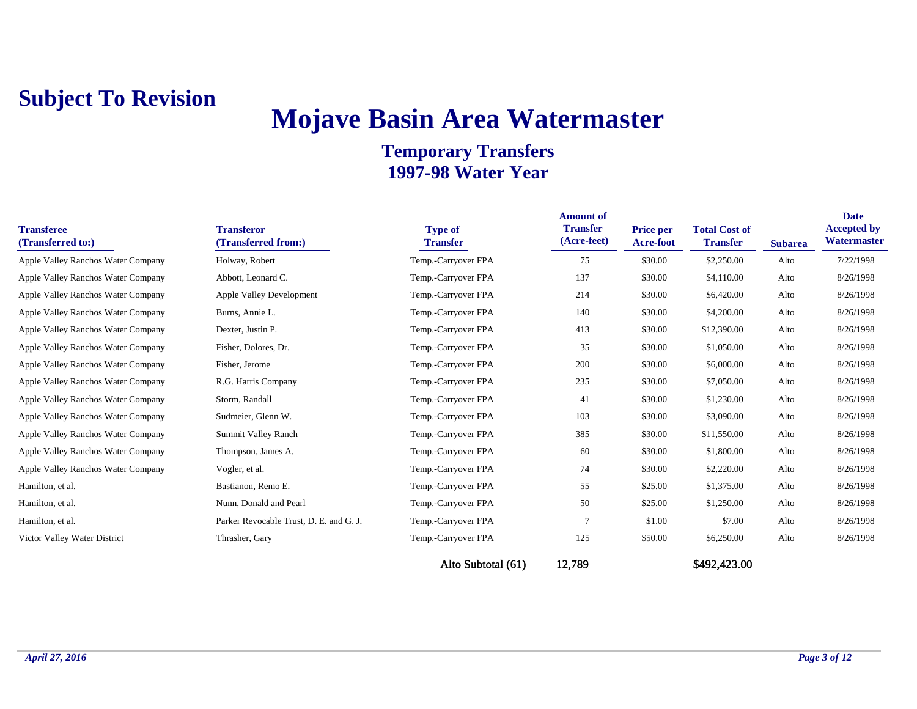**Subject To Revision**

# Mojave Basin Area Watermaster

## Temporary Transfers
## 1997-98 Water Year

| Transferee (Transferred to:) | Transferor (Transferred from:) | Type of Transfer | Amount of Transfer (Acre-feet) | Price per Acre-foot | Total Cost of Transfer | Subarea | Date Accepted by Watermaster |
|---|---|---|---|---|---|---|---|
| Apple Valley Ranchos Water Company | Holway, Robert | Temp.-Carryover FPA | 75 | $30.00 | $2,250.00 | Alto | 7/22/1998 |
| Apple Valley Ranchos Water Company | Abbott, Leonard C. | Temp.-Carryover FPA | 137 | $30.00 | $4,110.00 | Alto | 8/26/1998 |
| Apple Valley Ranchos Water Company | Apple Valley Development | Temp.-Carryover FPA | 214 | $30.00 | $6,420.00 | Alto | 8/26/1998 |
| Apple Valley Ranchos Water Company | Burns, Annie L. | Temp.-Carryover FPA | 140 | $30.00 | $4,200.00 | Alto | 8/26/1998 |
| Apple Valley Ranchos Water Company | Dexter, Justin P. | Temp.-Carryover FPA | 413 | $30.00 | $12,390.00 | Alto | 8/26/1998 |
| Apple Valley Ranchos Water Company | Fisher, Dolores, Dr. | Temp.-Carryover FPA | 35 | $30.00 | $1,050.00 | Alto | 8/26/1998 |
| Apple Valley Ranchos Water Company | Fisher, Jerome | Temp.-Carryover FPA | 200 | $30.00 | $6,000.00 | Alto | 8/26/1998 |
| Apple Valley Ranchos Water Company | R.G. Harris Company | Temp.-Carryover FPA | 235 | $30.00 | $7,050.00 | Alto | 8/26/1998 |
| Apple Valley Ranchos Water Company | Storm, Randall | Temp.-Carryover FPA | 41 | $30.00 | $1,230.00 | Alto | 8/26/1998 |
| Apple Valley Ranchos Water Company | Sudmeier, Glenn W. | Temp.-Carryover FPA | 103 | $30.00 | $3,090.00 | Alto | 8/26/1998 |
| Apple Valley Ranchos Water Company | Summit Valley Ranch | Temp.-Carryover FPA | 385 | $30.00 | $11,550.00 | Alto | 8/26/1998 |
| Apple Valley Ranchos Water Company | Thompson, James A. | Temp.-Carryover FPA | 60 | $30.00 | $1,800.00 | Alto | 8/26/1998 |
| Apple Valley Ranchos Water Company | Vogler, et al. | Temp.-Carryover FPA | 74 | $30.00 | $2,220.00 | Alto | 8/26/1998 |
| Hamilton, et al. | Bastianon, Remo E. | Temp.-Carryover FPA | 55 | $25.00 | $1,375.00 | Alto | 8/26/1998 |
| Hamilton, et al. | Nunn, Donald and Pearl | Temp.-Carryover FPA | 50 | $25.00 | $1,250.00 | Alto | 8/26/1998 |
| Hamilton, et al. | Parker Revocable Trust, D. E. and G. J. | Temp.-Carryover FPA | 7 | $1.00 | $7.00 | Alto | 8/26/1998 |
| Victor Valley Water District | Thrasher, Gary | Temp.-Carryover FPA | 125 | $50.00 | $6,250.00 | Alto | 8/26/1998 |
| | | Alto Subtotal (61) | 12,789 | | $492,423.00 | | |

*April 27, 2016*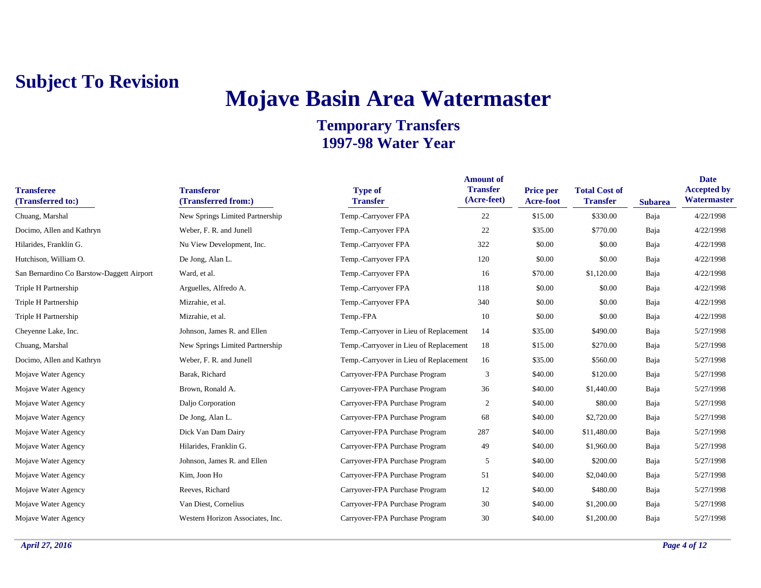**Subject To Revision**

# Mojave Basin Area Watermaster

## Temporary Transfers
## 1997-98 Water Year

| Transferee (Transferred to:) | Transferor (Transferred from:) | Type of Transfer | Amount of Transfer (Acre-feet) | Price per Acre-foot | Total Cost of Transfer | Subarea | Date Accepted by Watermaster |
|---|---|---|---|---|---|---|---|
| Chuang, Marshal | New Springs Limited Partnership | Temp.-Carryover FPA | 22 | $15.00 | $330.00 | Baja | 4/22/1998 |
| Docimo, Allen and Kathryn | Weber, F. R. and Junell | Temp.-Carryover FPA | 22 | $35.00 | $770.00 | Baja | 4/22/1998 |
| Hilarides, Franklin G. | Nu View Development, Inc. | Temp.-Carryover FPA | 322 | $0.00 | $0.00 | Baja | 4/22/1998 |
| Hutchison, William O. | De Jong, Alan L. | Temp.-Carryover FPA | 120 | $0.00 | $0.00 | Baja | 4/22/1998 |
| San Bernardino Co Barstow-Daggett Airport | Ward, et al. | Temp.-Carryover FPA | 16 | $70.00 | $1,120.00 | Baja | 4/22/1998 |
| Triple H Partnership | Arguelles, Alfredo A. | Temp.-Carryover FPA | 118 | $0.00 | $0.00 | Baja | 4/22/1998 |
| Triple H Partnership | Mizrahie, et al. | Temp.-Carryover FPA | 340 | $0.00 | $0.00 | Baja | 4/22/1998 |
| Triple H Partnership | Mizrahie, et al. | Temp.-FPA | 10 | $0.00 | $0.00 | Baja | 4/22/1998 |
| Cheyenne Lake, Inc. | Johnson, James R. and Ellen | Temp.-Carryover in Lieu of Replacement | 14 | $35.00 | $490.00 | Baja | 5/27/1998 |
| Chuang, Marshal | New Springs Limited Partnership | Temp.-Carryover in Lieu of Replacement | 18 | $15.00 | $270.00 | Baja | 5/27/1998 |
| Docimo, Allen and Kathryn | Weber, F. R. and Junell | Temp.-Carryover in Lieu of Replacement | 16 | $35.00 | $560.00 | Baja | 5/27/1998 |
| Mojave Water Agency | Barak, Richard | Carryover-FPA Purchase Program | 3 | $40.00 | $120.00 | Baja | 5/27/1998 |
| Mojave Water Agency | Brown, Ronald A. | Carryover-FPA Purchase Program | 36 | $40.00 | $1,440.00 | Baja | 5/27/1998 |
| Mojave Water Agency | Daljo Corporation | Carryover-FPA Purchase Program | 2 | $40.00 | $80.00 | Baja | 5/27/1998 |
| Mojave Water Agency | De Jong, Alan L. | Carryover-FPA Purchase Program | 68 | $40.00 | $2,720.00 | Baja | 5/27/1998 |
| Mojave Water Agency | Dick Van Dam Dairy | Carryover-FPA Purchase Program | 287 | $40.00 | $11,480.00 | Baja | 5/27/1998 |
| Mojave Water Agency | Hilarides, Franklin G. | Carryover-FPA Purchase Program | 49 | $40.00 | $1,960.00 | Baja | 5/27/1998 |
| Mojave Water Agency | Johnson, James R. and Ellen | Carryover-FPA Purchase Program | 5 | $40.00 | $200.00 | Baja | 5/27/1998 |
| Mojave Water Agency | Kim, Joon Ho | Carryover-FPA Purchase Program | 51 | $40.00 | $2,040.00 | Baja | 5/27/1998 |
| Mojave Water Agency | Reeves, Richard | Carryover-FPA Purchase Program | 12 | $40.00 | $480.00 | Baja | 5/27/1998 |
| Mojave Water Agency | Van Diest, Cornelius | Carryover-FPA Purchase Program | 30 | $40.00 | $1,200.00 | Baja | 5/27/1998 |
| Mojave Water Agency | Western Horizon Associates, Inc. | Carryover-FPA Purchase Program | 30 | $40.00 | $1,200.00 | Baja | 5/27/1998 |

*April 27, 2016*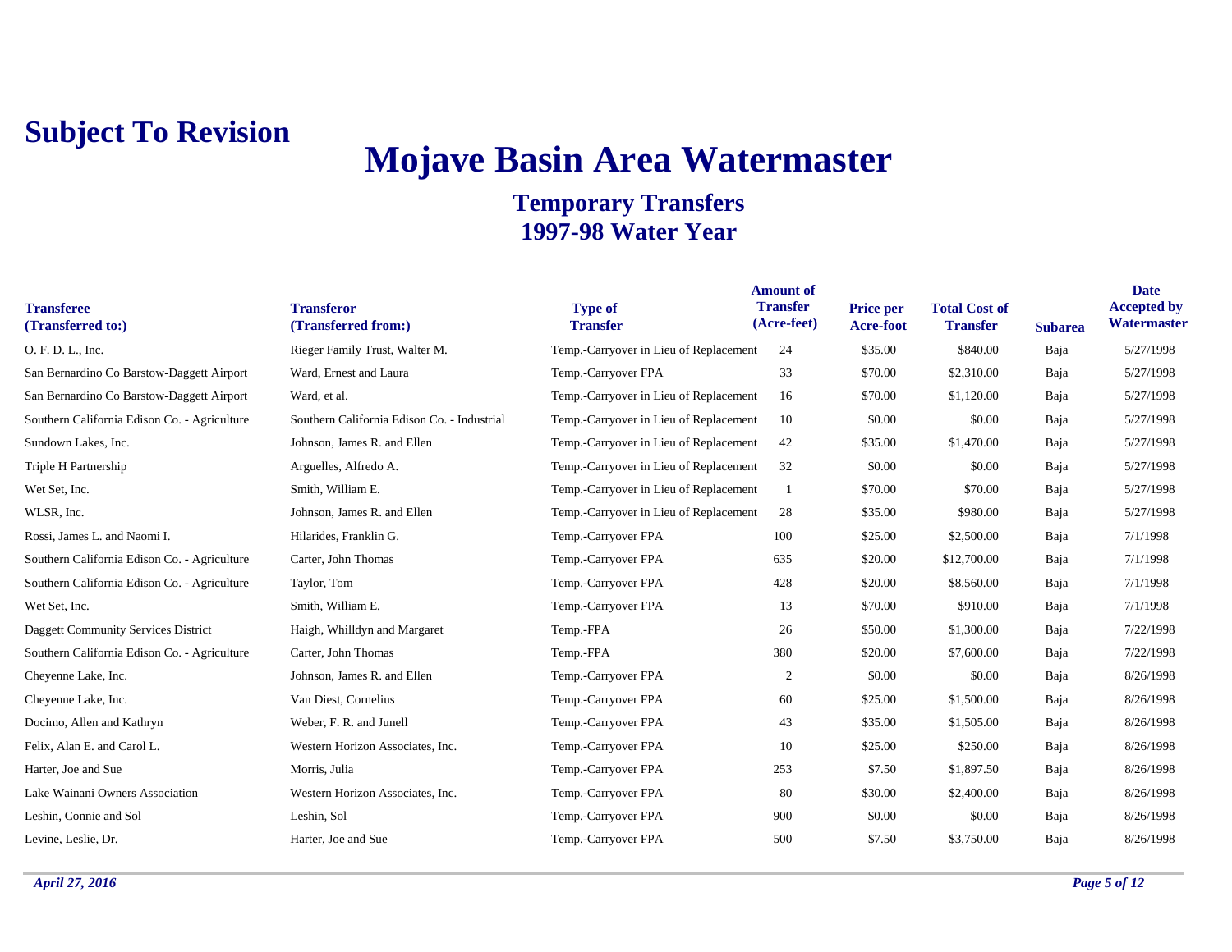**Subject To Revision**

# Mojave Basin Area Watermaster

## Temporary Transfers
## 1997-98 Water Year

| Transferee (Transferred to:) | Transferor (Transferred from:) | Type of Transfer | Amount of Transfer (Acre-feet) | Price per Acre-foot | Total Cost of Transfer | Subarea | Date Accepted by Watermaster |
|---|---|---|---|---|---|---|---|
| O. F. D. L., Inc. | Rieger Family Trust, Walter M. | Temp.-Carryover in Lieu of Replacement | 24 | $35.00 | $840.00 | Baja | 5/27/1998 |
| San Bernardino Co Barstow-Daggett Airport | Ward, Ernest and Laura | Temp.-Carryover FPA | 33 | $70.00 | $2,310.00 | Baja | 5/27/1998 |
| San Bernardino Co Barstow-Daggett Airport | Ward, et al. | Temp.-Carryover in Lieu of Replacement | 16 | $70.00 | $1,120.00 | Baja | 5/27/1998 |
| Southern California Edison Co. - Agriculture | Southern California Edison Co. - Industrial | Temp.-Carryover in Lieu of Replacement | 10 | $0.00 | $0.00 | Baja | 5/27/1998 |
| Sundown Lakes, Inc. | Johnson, James R. and Ellen | Temp.-Carryover in Lieu of Replacement | 42 | $35.00 | $1,470.00 | Baja | 5/27/1998 |
| Triple H Partnership | Arguelles, Alfredo A. | Temp.-Carryover in Lieu of Replacement | 32 | $0.00 | $0.00 | Baja | 5/27/1998 |
| Wet Set, Inc. | Smith, William E. | Temp.-Carryover in Lieu of Replacement | 1 | $70.00 | $70.00 | Baja | 5/27/1998 |
| WLSR, Inc. | Johnson, James R. and Ellen | Temp.-Carryover in Lieu of Replacement | 28 | $35.00 | $980.00 | Baja | 5/27/1998 |
| Rossi, James L. and Naomi I. | Hilarides, Franklin G. | Temp.-Carryover FPA | 100 | $25.00 | $2,500.00 | Baja | 7/1/1998 |
| Southern California Edison Co. - Agriculture | Carter, John Thomas | Temp.-Carryover FPA | 635 | $20.00 | $12,700.00 | Baja | 7/1/1998 |
| Southern California Edison Co. - Agriculture | Taylor, Tom | Temp.-Carryover FPA | 428 | $20.00 | $8,560.00 | Baja | 7/1/1998 |
| Wet Set, Inc. | Smith, William E. | Temp.-Carryover FPA | 13 | $70.00 | $910.00 | Baja | 7/1/1998 |
| Daggett Community Services District | Haigh, Whilldyn and Margaret | Temp.-FPA | 26 | $50.00 | $1,300.00 | Baja | 7/22/1998 |
| Southern California Edison Co. - Agriculture | Carter, John Thomas | Temp.-FPA | 380 | $20.00 | $7,600.00 | Baja | 7/22/1998 |
| Cheyenne Lake, Inc. | Johnson, James R. and Ellen | Temp.-Carryover FPA | 2 | $0.00 | $0.00 | Baja | 8/26/1998 |
| Cheyenne Lake, Inc. | Van Diest, Cornelius | Temp.-Carryover FPA | 60 | $25.00 | $1,500.00 | Baja | 8/26/1998 |
| Docimo, Allen and Kathryn | Weber, F. R. and Junell | Temp.-Carryover FPA | 43 | $35.00 | $1,505.00 | Baja | 8/26/1998 |
| Felix, Alan E. and Carol L. | Western Horizon Associates, Inc. | Temp.-Carryover FPA | 10 | $25.00 | $250.00 | Baja | 8/26/1998 |
| Harter, Joe and Sue | Morris, Julia | Temp.-Carryover FPA | 253 | $7.50 | $1,897.50 | Baja | 8/26/1998 |
| Lake Wainani Owners Association | Western Horizon Associates, Inc. | Temp.-Carryover FPA | 80 | $30.00 | $2,400.00 | Baja | 8/26/1998 |
| Leshin, Connie and Sol | Leshin, Sol | Temp.-Carryover FPA | 900 | $0.00 | $0.00 | Baja | 8/26/1998 |
| Levine, Leslie, Dr. | Harter, Joe and Sue | Temp.-Carryover FPA | 500 | $7.50 | $3,750.00 | Baja | 8/26/1998 |

*April 27, 2016*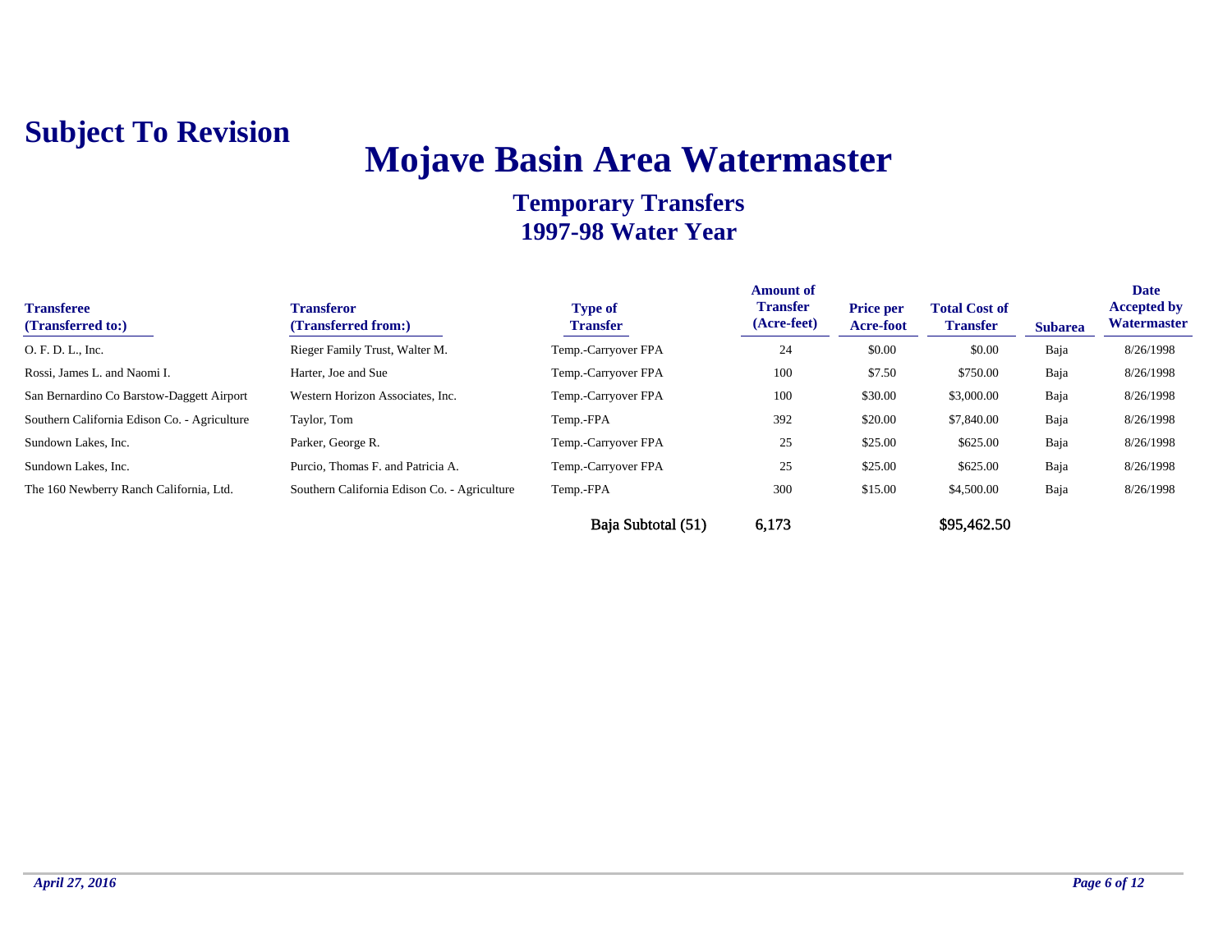**Subject To Revision**

# Mojave Basin Area Watermaster

## Temporary Transfers
## 1997-98 Water Year

| Transferee (Transferred to:) | Transferor (Transferred from:) | Type of Transfer | Amount of Transfer (Acre-feet) | Price per Acre-foot | Total Cost of Transfer | Subarea | Date Accepted by Watermaster |
|---|---|---|---|---|---|---|---|
| O. F. D. L., Inc. | Rieger Family Trust, Walter M. | Temp.-Carryover FPA | 24 | $0.00 | $0.00 | Baja | 8/26/1998 |
| Rossi, James L. and Naomi I. | Harter, Joe and Sue | Temp.-Carryover FPA | 100 | $7.50 | $750.00 | Baja | 8/26/1998 |
| San Bernardino Co Barstow-Daggett Airport | Western Horizon Associates, Inc. | Temp.-Carryover FPA | 100 | $30.00 | $3,000.00 | Baja | 8/26/1998 |
| Southern California Edison Co. - Agriculture | Taylor, Tom | Temp.-FPA | 392 | $20.00 | $7,840.00 | Baja | 8/26/1998 |
| Sundown Lakes, Inc. | Parker, George R. | Temp.-Carryover FPA | 25 | $25.00 | $625.00 | Baja | 8/26/1998 |
| Sundown Lakes, Inc. | Purcio, Thomas F. and Patricia A. | Temp.-Carryover FPA | 25 | $25.00 | $625.00 | Baja | 8/26/1998 |
| The 160 Newberry Ranch California, Ltd. | Southern California Edison Co. - Agriculture | Temp.-FPA | 300 | $15.00 | $4,500.00 | Baja | 8/26/1998 |
| | | Baja Subtotal (51) | 6,173 | | $95,462.50 | | |

*April 27, 2016*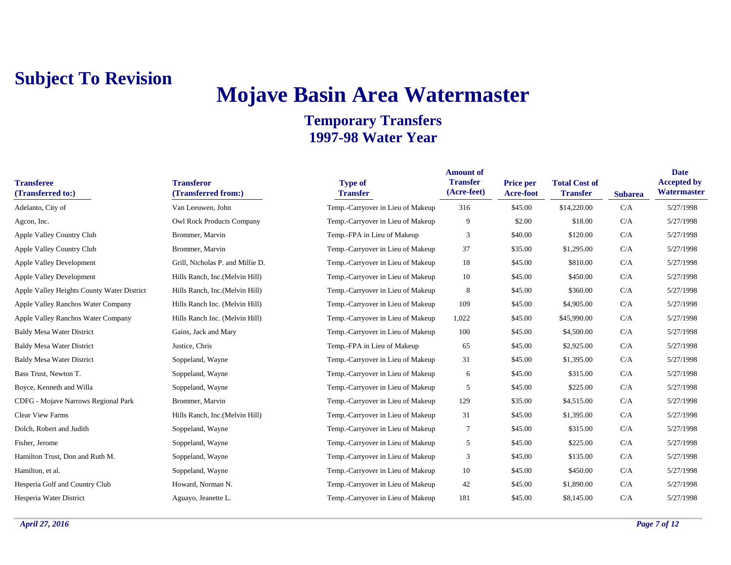**Subject To Revision**

# Mojave Basin Area Watermaster

## Temporary Transfers
## 1997-98 Water Year

| Transferee (Transferred to:) | Transferor (Transferred from:) | Type of Transfer | Amount of Transfer (Acre-feet) | Price per Acre-foot | Total Cost of Transfer | Subarea | Date Accepted by Watermaster |
|---|---|---|---|---|---|---|---|
| Adelanto, City of | Van Leeuwen, John | Temp.-Carryover in Lieu of Makeup | 316 | $45.00 | $14,220.00 | C/A | 5/27/1998 |
| Agcon, Inc. | Owl Rock Products Company | Temp.-Carryover in Lieu of Makeup | 9 | $2.00 | $18.00 | C/A | 5/27/1998 |
| Apple Valley Country Club | Brommer, Marvin | Temp.-FPA in Lieu of Makeup | 3 | $40.00 | $120.00 | C/A | 5/27/1998 |
| Apple Valley Country Club | Brommer, Marvin | Temp.-Carryover in Lieu of Makeup | 37 | $35.00 | $1,295.00 | C/A | 5/27/1998 |
| Apple Valley Development | Grill, Nicholas P. and Millie D. | Temp.-Carryover in Lieu of Makeup | 18 | $45.00 | $810.00 | C/A | 5/27/1998 |
| Apple Valley Development | Hills Ranch, Inc.(Melvin Hill) | Temp.-Carryover in Lieu of Makeup | 10 | $45.00 | $450.00 | C/A | 5/27/1998 |
| Apple Valley Heights County Water District | Hills Ranch, Inc.(Melvin Hill) | Temp.-Carryover in Lieu of Makeup | 8 | $45.00 | $360.00 | C/A | 5/27/1998 |
| Apple Valley Ranchos Water Company | Hills Ranch Inc. (Melvin Hill) | Temp.-Carryover in Lieu of Makeup | 109 | $45.00 | $4,905.00 | C/A | 5/27/1998 |
| Apple Valley Ranchos Water Company | Hills Ranch Inc. (Melvin Hill) | Temp.-Carryover in Lieu of Makeup | 1,022 | $45.00 | $45,990.00 | C/A | 5/27/1998 |
| Baldy Mesa Water District | Gains, Jack and Mary | Temp.-Carryover in Lieu of Makeup | 100 | $45.00 | $4,500.00 | C/A | 5/27/1998 |
| Baldy Mesa Water District | Justice, Chris | Temp.-FPA in Lieu of Makeup | 65 | $45.00 | $2,925.00 | C/A | 5/27/1998 |
| Baldy Mesa Water District | Soppeland, Wayne | Temp.-Carryover in Lieu of Makeup | 31 | $45.00 | $1,395.00 | C/A | 5/27/1998 |
| Bass Trust, Newton T. | Soppeland, Wayne | Temp.-Carryover in Lieu of Makeup | 6 | $45.00 | $315.00 | C/A | 5/27/1998 |
| Boyce, Kenneth and Willa | Soppeland, Wayne | Temp.-Carryover in Lieu of Makeup | 5 | $45.00 | $225.00 | C/A | 5/27/1998 |
| CDFG - Mojave Narrows Regional Park | Brommer, Marvin | Temp.-Carryover in Lieu of Makeup | 129 | $35.00 | $4,515.00 | C/A | 5/27/1998 |
| Clear View Farms | Hills Ranch, Inc.(Melvin Hill) | Temp.-Carryover in Lieu of Makeup | 31 | $45.00 | $1,395.00 | C/A | 5/27/1998 |
| Dolch, Robert and Judith | Soppeland, Wayne | Temp.-Carryover in Lieu of Makeup | 7 | $45.00 | $315.00 | C/A | 5/27/1998 |
| Fisher, Jerome | Soppeland, Wayne | Temp.-Carryover in Lieu of Makeup | 5 | $45.00 | $225.00 | C/A | 5/27/1998 |
| Hamilton Trust, Don and Ruth M. | Soppeland, Wayne | Temp.-Carryover in Lieu of Makeup | 3 | $45.00 | $135.00 | C/A | 5/27/1998 |
| Hamilton, et al. | Soppeland, Wayne | Temp.-Carryover in Lieu of Makeup | 10 | $45.00 | $450.00 | C/A | 5/27/1998 |
| Hesperia Golf and Country Club | Howard, Norman N. | Temp.-Carryover in Lieu of Makeup | 42 | $45.00 | $1,890.00 | C/A | 5/27/1998 |
| Hesperia Water District | Aguayo, Jeanette L. | Temp.-Carryover in Lieu of Makeup | 181 | $45.00 | $8,145.00 | C/A | 5/27/1998 |

*April 27, 2016*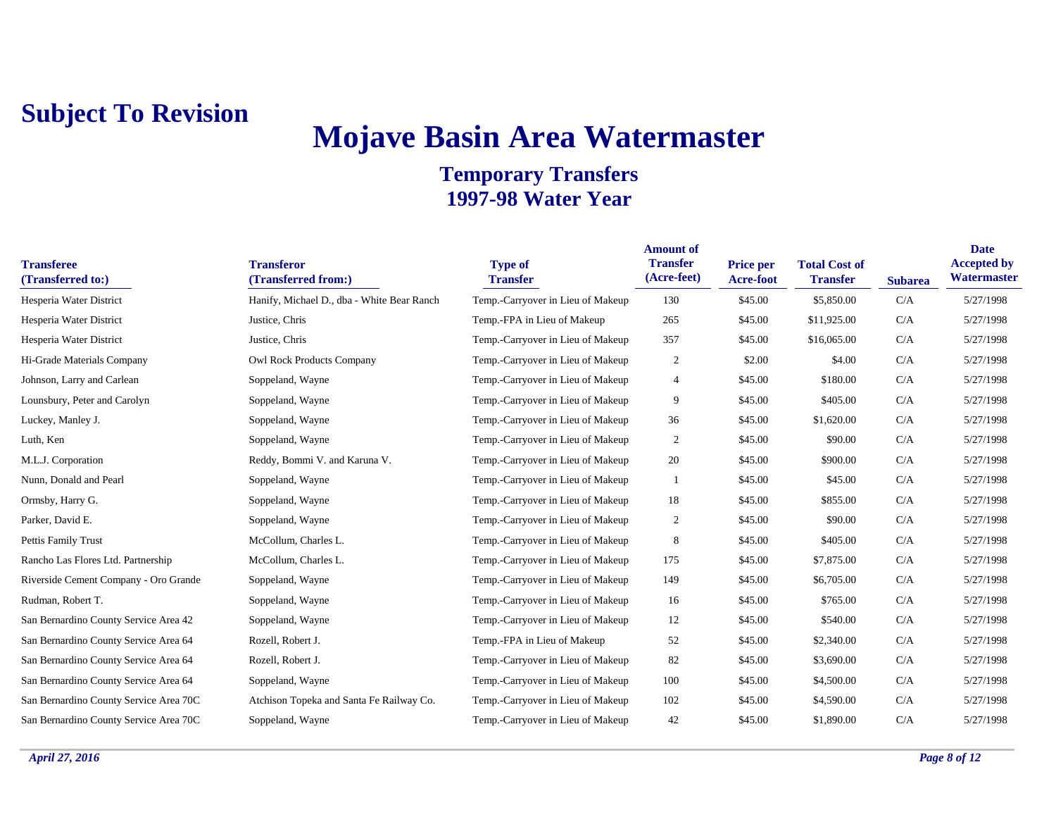**Subject To Revision**

# Mojave Basin Area Watermaster

## Temporary Transfers
## 1997-98 Water Year

| Transferee (Transferred to:) | Transferor (Transferred from:) | Type of Transfer | Amount of Transfer (Acre-feet) | Price per Acre-foot | Total Cost of Transfer | Subarea | Date Accepted by Watermaster |
|---|---|---|---|---|---|---|---|
| Hesperia Water District | Hanify, Michael D., dba - White Bear Ranch | Temp.-Carryover in Lieu of Makeup | 130 | $45.00 | $5,850.00 | C/A | 5/27/1998 |
| Hesperia Water District | Justice, Chris | Temp.-FPA in Lieu of Makeup | 265 | $45.00 | $11,925.00 | C/A | 5/27/1998 |
| Hesperia Water District | Justice, Chris | Temp.-Carryover in Lieu of Makeup | 357 | $45.00 | $16,065.00 | C/A | 5/27/1998 |
| Hi-Grade Materials Company | Owl Rock Products Company | Temp.-Carryover in Lieu of Makeup | 2 | $2.00 | $4.00 | C/A | 5/27/1998 |
| Johnson, Larry and Carlean | Soppeland, Wayne | Temp.-Carryover in Lieu of Makeup | 4 | $45.00 | $180.00 | C/A | 5/27/1998 |
| Lounsbury, Peter and Carolyn | Soppeland, Wayne | Temp.-Carryover in Lieu of Makeup | 9 | $45.00 | $405.00 | C/A | 5/27/1998 |
| Luckey, Manley J. | Soppeland, Wayne | Temp.-Carryover in Lieu of Makeup | 36 | $45.00 | $1,620.00 | C/A | 5/27/1998 |
| Luth, Ken | Soppeland, Wayne | Temp.-Carryover in Lieu of Makeup | 2 | $45.00 | $90.00 | C/A | 5/27/1998 |
| M.L.J. Corporation | Reddy, Bommi V. and Karuna V. | Temp.-Carryover in Lieu of Makeup | 20 | $45.00 | $900.00 | C/A | 5/27/1998 |
| Nunn, Donald and Pearl | Soppeland, Wayne | Temp.-Carryover in Lieu of Makeup | 1 | $45.00 | $45.00 | C/A | 5/27/1998 |
| Ormsby, Harry G. | Soppeland, Wayne | Temp.-Carryover in Lieu of Makeup | 18 | $45.00 | $855.00 | C/A | 5/27/1998 |
| Parker, David E. | Soppeland, Wayne | Temp.-Carryover in Lieu of Makeup | 2 | $45.00 | $90.00 | C/A | 5/27/1998 |
| Pettis Family Trust | McCollum, Charles L. | Temp.-Carryover in Lieu of Makeup | 8 | $45.00 | $405.00 | C/A | 5/27/1998 |
| Rancho Las Flores Ltd. Partnership | McCollum, Charles L. | Temp.-Carryover in Lieu of Makeup | 175 | $45.00 | $7,875.00 | C/A | 5/27/1998 |
| Riverside Cement Company - Oro Grande | Soppeland, Wayne | Temp.-Carryover in Lieu of Makeup | 149 | $45.00 | $6,705.00 | C/A | 5/27/1998 |
| Rudman, Robert T. | Soppeland, Wayne | Temp.-Carryover in Lieu of Makeup | 16 | $45.00 | $765.00 | C/A | 5/27/1998 |
| San Bernardino County Service Area 42 | Soppeland, Wayne | Temp.-Carryover in Lieu of Makeup | 12 | $45.00 | $540.00 | C/A | 5/27/1998 |
| San Bernardino County Service Area 64 | Rozell, Robert J. | Temp.-FPA in Lieu of Makeup | 52 | $45.00 | $2,340.00 | C/A | 5/27/1998 |
| San Bernardino County Service Area 64 | Rozell, Robert J. | Temp.-Carryover in Lieu of Makeup | 82 | $45.00 | $3,690.00 | C/A | 5/27/1998 |
| San Bernardino County Service Area 64 | Soppeland, Wayne | Temp.-Carryover in Lieu of Makeup | 100 | $45.00 | $4,500.00 | C/A | 5/27/1998 |
| San Bernardino County Service Area 70C | Atchison Topeka and Santa Fe Railway Co. | Temp.-Carryover in Lieu of Makeup | 102 | $45.00 | $4,590.00 | C/A | 5/27/1998 |
| San Bernardino County Service Area 70C | Soppeland, Wayne | Temp.-Carryover in Lieu of Makeup | 42 | $45.00 | $1,890.00 | C/A | 5/27/1998 |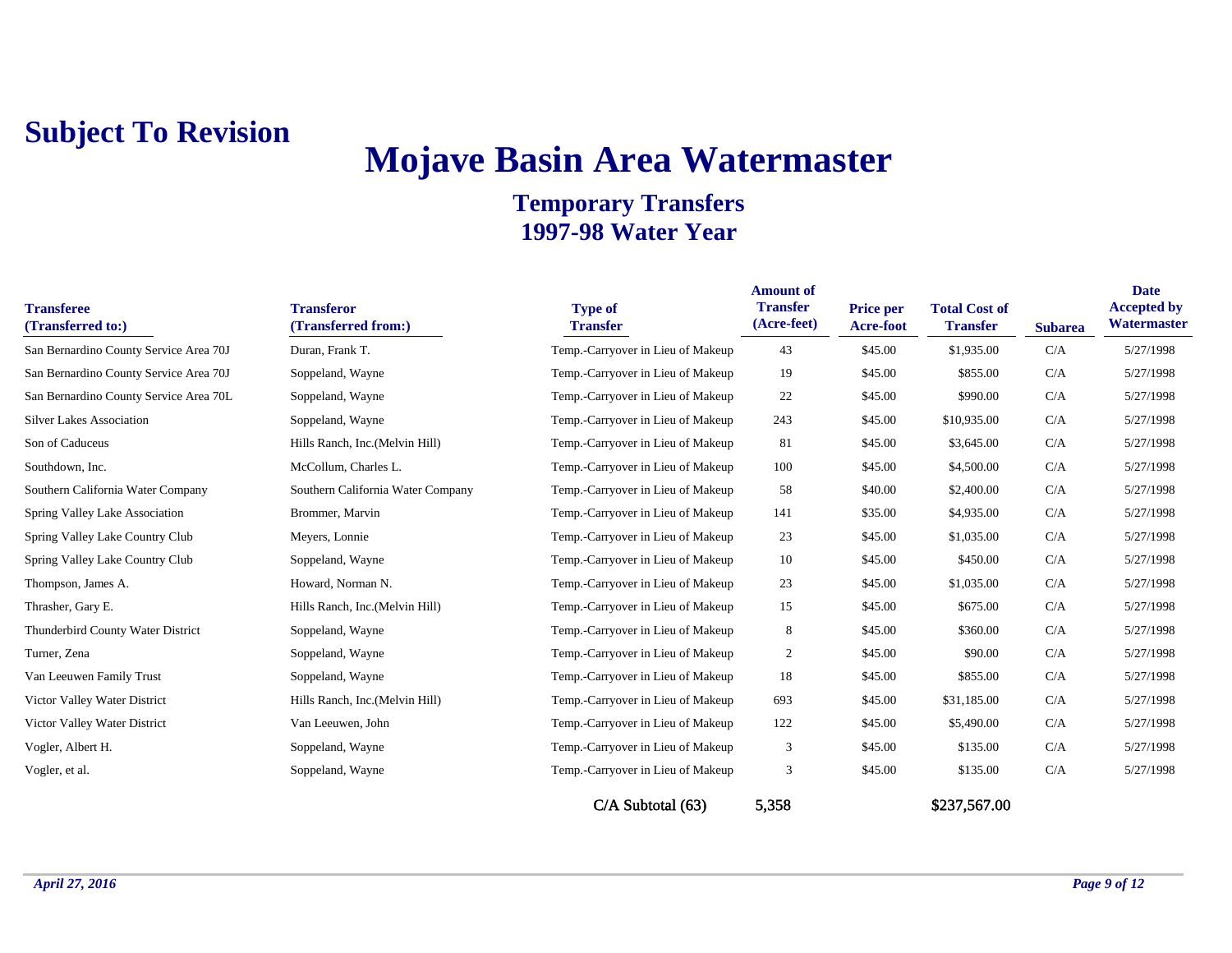**Subject To Revision**

# Mojave Basin Area Watermaster

## Temporary Transfers
## 1997-98 Water Year

| Transferee (Transferred to:) | Transferor (Transferred from:) | Type of Transfer | Amount of Transfer (Acre-feet) | Price per Acre-foot | Total Cost of Transfer | Subarea | Date Accepted by Watermaster |
|---|---|---|---|---|---|---|---|
| San Bernardino County Service Area 70J | Duran, Frank T. | Temp.-Carryover in Lieu of Makeup | 43 | $45.00 | $1,935.00 | C/A | 5/27/1998 |
| San Bernardino County Service Area 70J | Soppeland, Wayne | Temp.-Carryover in Lieu of Makeup | 19 | $45.00 | $855.00 | C/A | 5/27/1998 |
| San Bernardino County Service Area 70L | Soppeland, Wayne | Temp.-Carryover in Lieu of Makeup | 22 | $45.00 | $990.00 | C/A | 5/27/1998 |
| Silver Lakes Association | Soppeland, Wayne | Temp.-Carryover in Lieu of Makeup | 243 | $45.00 | $10,935.00 | C/A | 5/27/1998 |
| Son of Caduceus | Hills Ranch, Inc.(Melvin Hill) | Temp.-Carryover in Lieu of Makeup | 81 | $45.00 | $3,645.00 | C/A | 5/27/1998 |
| Southdown, Inc. | McCollum, Charles L. | Temp.-Carryover in Lieu of Makeup | 100 | $45.00 | $4,500.00 | C/A | 5/27/1998 |
| Southern California Water Company | Southern California Water Company | Temp.-Carryover in Lieu of Makeup | 58 | $40.00 | $2,400.00 | C/A | 5/27/1998 |
| Spring Valley Lake Association | Brommer, Marvin | Temp.-Carryover in Lieu of Makeup | 141 | $35.00 | $4,935.00 | C/A | 5/27/1998 |
| Spring Valley Lake Country Club | Meyers, Lonnie | Temp.-Carryover in Lieu of Makeup | 23 | $45.00 | $1,035.00 | C/A | 5/27/1998 |
| Spring Valley Lake Country Club | Soppeland, Wayne | Temp.-Carryover in Lieu of Makeup | 10 | $45.00 | $450.00 | C/A | 5/27/1998 |
| Thompson, James A. | Howard, Norman N. | Temp.-Carryover in Lieu of Makeup | 23 | $45.00 | $1,035.00 | C/A | 5/27/1998 |
| Thrasher, Gary E. | Hills Ranch, Inc.(Melvin Hill) | Temp.-Carryover in Lieu of Makeup | 15 | $45.00 | $675.00 | C/A | 5/27/1998 |
| Thunderbird County Water District | Soppeland, Wayne | Temp.-Carryover in Lieu of Makeup | 8 | $45.00 | $360.00 | C/A | 5/27/1998 |
| Turner, Zena | Soppeland, Wayne | Temp.-Carryover in Lieu of Makeup | 2 | $45.00 | $90.00 | C/A | 5/27/1998 |
| Van Leeuwen Family Trust | Soppeland, Wayne | Temp.-Carryover in Lieu of Makeup | 18 | $45.00 | $855.00 | C/A | 5/27/1998 |
| Victor Valley Water District | Hills Ranch, Inc.(Melvin Hill) | Temp.-Carryover in Lieu of Makeup | 693 | $45.00 | $31,185.00 | C/A | 5/27/1998 |
| Victor Valley Water District | Van Leeuwen, John | Temp.-Carryover in Lieu of Makeup | 122 | $45.00 | $5,490.00 | C/A | 5/27/1998 |
| Vogler, Albert H. | Soppeland, Wayne | Temp.-Carryover in Lieu of Makeup | 3 | $45.00 | $135.00 | C/A | 5/27/1998 |
| Vogler, et al. | Soppeland, Wayne | Temp.-Carryover in Lieu of Makeup | 3 | $45.00 | $135.00 | C/A | 5/27/1998 |
| | | C/A Subtotal (63) | 5,358 | | $237,567.00 | | |

*April 27, 2016*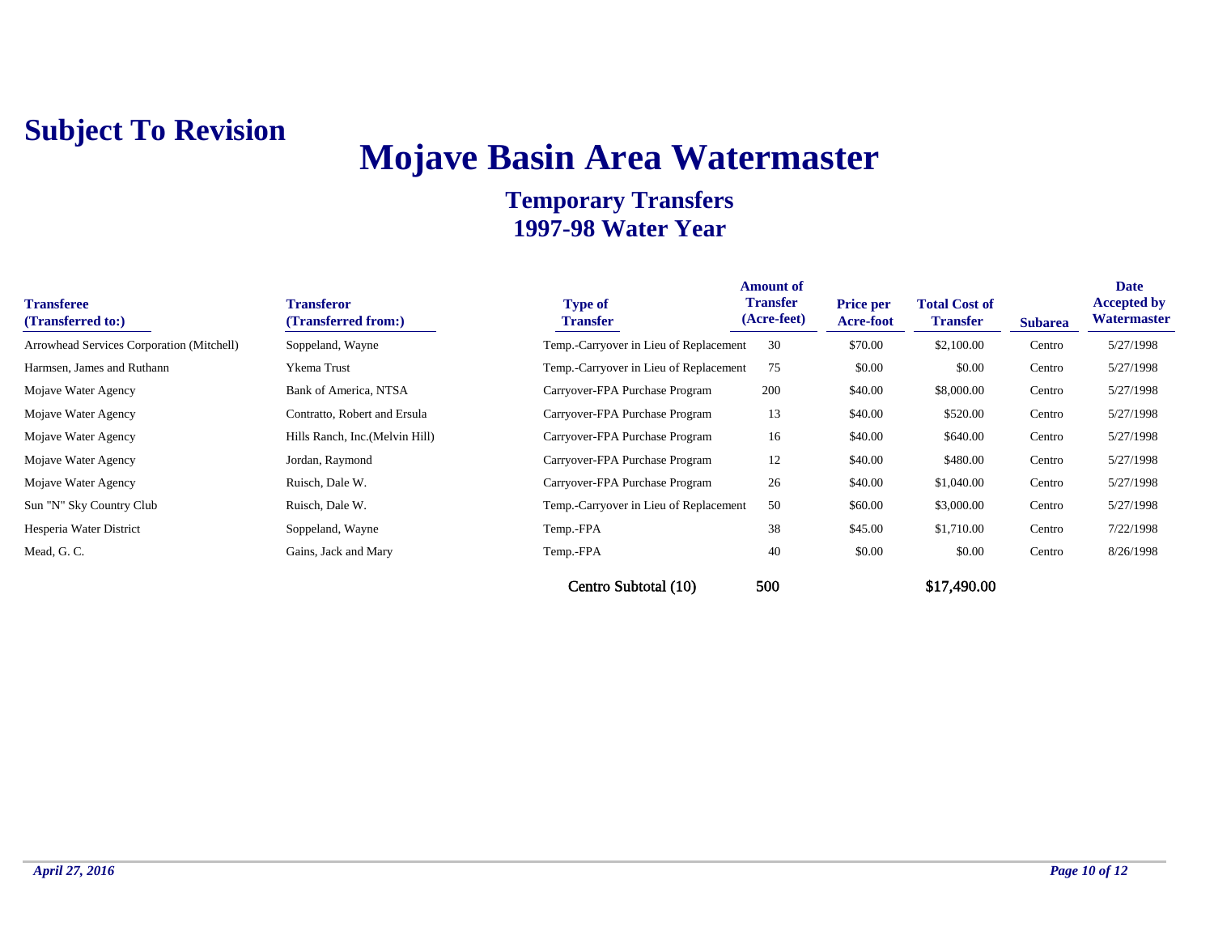**Subject To Revision**

# Mojave Basin Area Watermaster

## Temporary Transfers
## 1997-98 Water Year

| Transferee (Transferred to:) | Transferor (Transferred from:) | Type of Transfer | Amount of Transfer (Acre-feet) | Price per Acre-foot | Total Cost of Transfer | Subarea | Date Accepted by Watermaster |
|---|---|---|---|---|---|---|---|
| Arrowhead Services Corporation (Mitchell) | Soppeland, Wayne | Temp.-Carryover in Lieu of Replacement | 30 | $70.00 | $2,100.00 | Centro | 5/27/1998 |
| Harmsen, James and Ruthann | Ykema Trust | Temp.-Carryover in Lieu of Replacement | 75 | $0.00 | $0.00 | Centro | 5/27/1998 |
| Mojave Water Agency | Bank of America, NTSA | Carryover-FPA Purchase Program | 200 | $40.00 | $8,000.00 | Centro | 5/27/1998 |
| Mojave Water Agency | Contratto, Robert and Ersula | Carryover-FPA Purchase Program | 13 | $40.00 | $520.00 | Centro | 5/27/1998 |
| Mojave Water Agency | Hills Ranch, Inc.(Melvin Hill) | Carryover-FPA Purchase Program | 16 | $40.00 | $640.00 | Centro | 5/27/1998 |
| Mojave Water Agency | Jordan, Raymond | Carryover-FPA Purchase Program | 12 | $40.00 | $480.00 | Centro | 5/27/1998 |
| Mojave Water Agency | Ruisch, Dale W. | Carryover-FPA Purchase Program | 26 | $40.00 | $1,040.00 | Centro | 5/27/1998 |
| Sun "N" Sky Country Club | Ruisch, Dale W. | Temp.-Carryover in Lieu of Replacement | 50 | $60.00 | $3,000.00 | Centro | 5/27/1998 |
| Hesperia Water District | Soppeland, Wayne | Temp.-FPA | 38 | $45.00 | $1,710.00 | Centro | 7/22/1998 |
| Mead, G. C. | Gains, Jack and Mary | Temp.-FPA | 40 | $0.00 | $0.00 | Centro | 8/26/1998 |
| | | Centro Subtotal (10) | 500 | | $17,490.00 | | |

*April 27, 2016*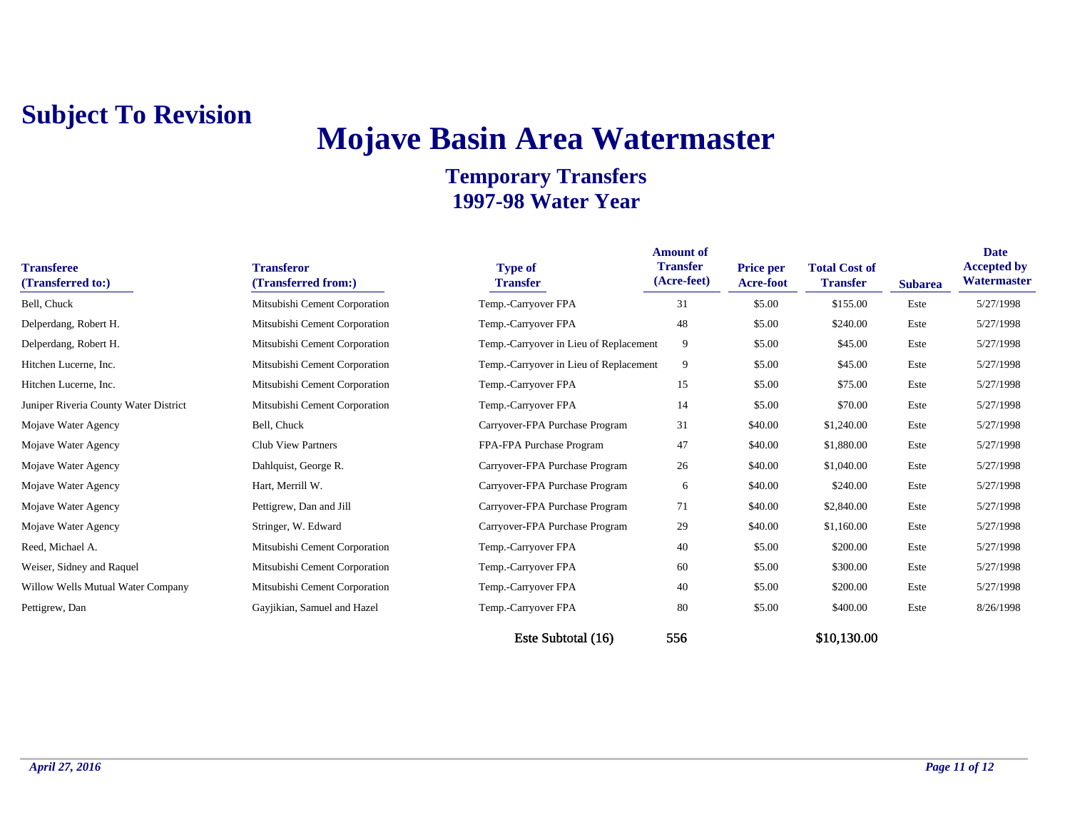**Subject To Revision**

# Mojave Basin Area Watermaster

## Temporary Transfers
## 1997-98 Water Year

| Transferee (Transferred to:) | Transferor (Transferred from:) | Type of Transfer | Amount of Transfer (Acre-feet) | Price per Acre-foot | Total Cost of Transfer | Subarea | Date Accepted by Watermaster |
|---|---|---|---|---|---|---|---|
| Bell, Chuck | Mitsubishi Cement Corporation | Temp.-Carryover FPA | 31 | $5.00 | $155.00 | Este | 5/27/1998 |
| Delperdang, Robert H. | Mitsubishi Cement Corporation | Temp.-Carryover FPA | 48 | $5.00 | $240.00 | Este | 5/27/1998 |
| Delperdang, Robert H. | Mitsubishi Cement Corporation | Temp.-Carryover in Lieu of Replacement | 9 | $5.00 | $45.00 | Este | 5/27/1998 |
| Hitchen Lucerne, Inc. | Mitsubishi Cement Corporation | Temp.-Carryover in Lieu of Replacement | 9 | $5.00 | $45.00 | Este | 5/27/1998 |
| Hitchen Lucerne, Inc. | Mitsubishi Cement Corporation | Temp.-Carryover FPA | 15 | $5.00 | $75.00 | Este | 5/27/1998 |
| Juniper Riveria County Water District | Mitsubishi Cement Corporation | Temp.-Carryover FPA | 14 | $5.00 | $70.00 | Este | 5/27/1998 |
| Mojave Water Agency | Bell, Chuck | Carryover-FPA Purchase Program | 31 | $40.00 | $1,240.00 | Este | 5/27/1998 |
| Mojave Water Agency | Club View Partners | FPA-FPA Purchase Program | 47 | $40.00 | $1,880.00 | Este | 5/27/1998 |
| Mojave Water Agency | Dahlquist, George R. | Carryover-FPA Purchase Program | 26 | $40.00 | $1,040.00 | Este | 5/27/1998 |
| Mojave Water Agency | Hart, Merrill W. | Carryover-FPA Purchase Program | 6 | $40.00 | $240.00 | Este | 5/27/1998 |
| Mojave Water Agency | Pettigrew, Dan and Jill | Carryover-FPA Purchase Program | 71 | $40.00 | $2,840.00 | Este | 5/27/1998 |
| Mojave Water Agency | Stringer, W. Edward | Carryover-FPA Purchase Program | 29 | $40.00 | $1,160.00 | Este | 5/27/1998 |
| Reed, Michael A. | Mitsubishi Cement Corporation | Temp.-Carryover FPA | 40 | $5.00 | $200.00 | Este | 5/27/1998 |
| Weiser, Sidney and Raquel | Mitsubishi Cement Corporation | Temp.-Carryover FPA | 60 | $5.00 | $300.00 | Este | 5/27/1998 |
| Willow Wells Mutual Water Company | Mitsubishi Cement Corporation | Temp.-Carryover FPA | 40 | $5.00 | $200.00 | Este | 5/27/1998 |
| Pettigrew, Dan | Gayjikian, Samuel and Hazel | Temp.-Carryover FPA | 80 | $5.00 | $400.00 | Este | 8/26/1998 |
| | | Este Subtotal (16) | 556 | | $10,130.00 | | |

*April 27, 2016*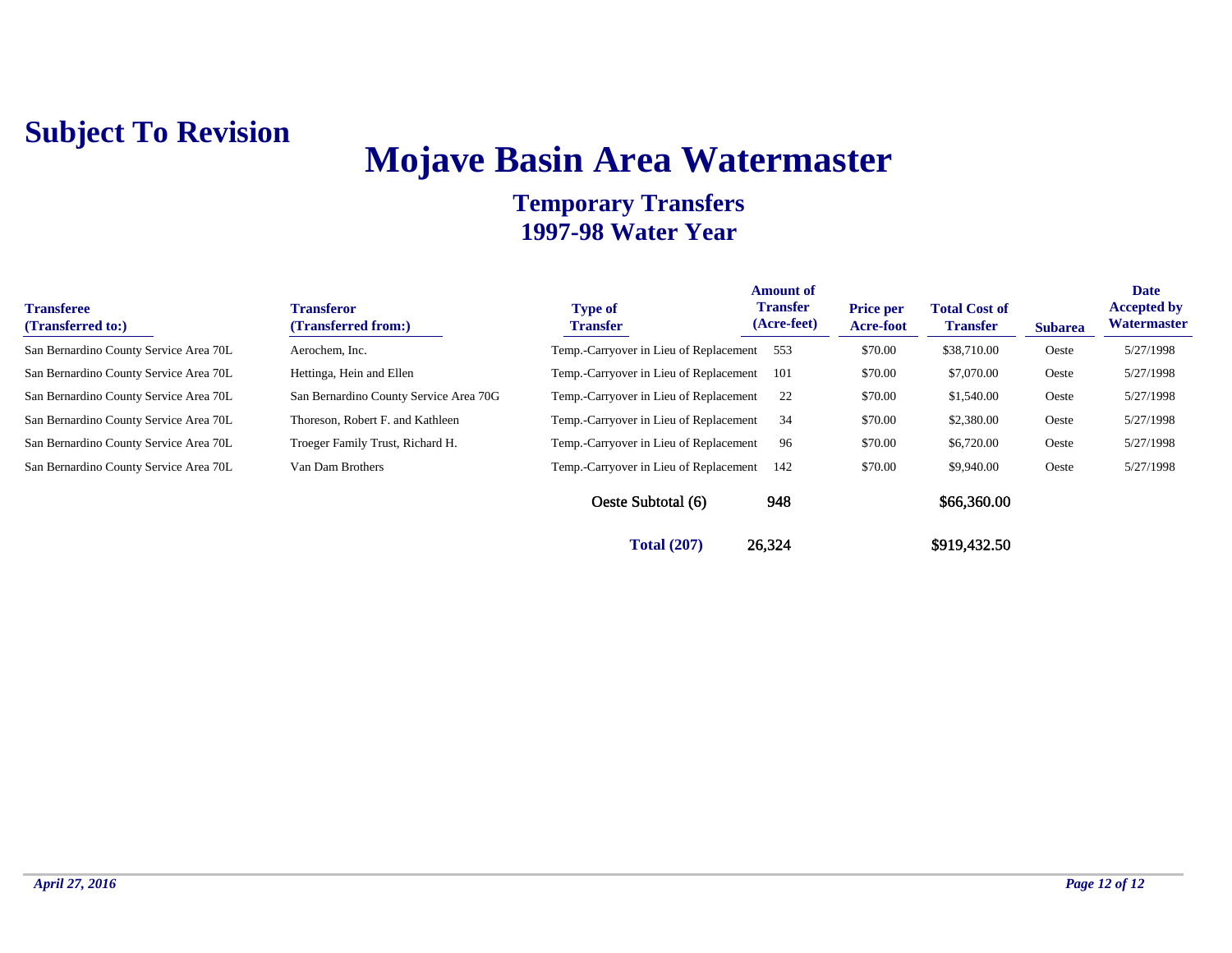**Subject To Revision**

# Mojave Basin Area Watermaster

## Temporary Transfers
## 1997-98 Water Year

| Transferee (Transferred to:) | Transferor (Transferred from:) | Type of Transfer | Amount of Transfer (Acre-feet) | Price per Acre-foot | Total Cost of Transfer | Subarea | Date Accepted by Watermaster |
|---|---|---|---|---|---|---|---|
| San Bernardino County Service Area 70L | Aerochem, Inc. | Temp.-Carryover in Lieu of Replacement | 553 | $70.00 | $38,710.00 | Oeste | 5/27/1998 |
| San Bernardino County Service Area 70L | Hettinga, Hein and Ellen | Temp.-Carryover in Lieu of Replacement | 101 | $70.00 | $7,070.00 | Oeste | 5/27/1998 |
| San Bernardino County Service Area 70L | San Bernardino County Service Area 70G | Temp.-Carryover in Lieu of Replacement | 22 | $70.00 | $1,540.00 | Oeste | 5/27/1998 |
| San Bernardino County Service Area 70L | Thoreson, Robert F. and Kathleen | Temp.-Carryover in Lieu of Replacement | 34 | $70.00 | $2,380.00 | Oeste | 5/27/1998 |
| San Bernardino County Service Area 70L | Troeger Family Trust, Richard H. | Temp.-Carryover in Lieu of Replacement | 96 | $70.00 | $6,720.00 | Oeste | 5/27/1998 |
| San Bernardino County Service Area 70L | Van Dam Brothers | Temp.-Carryover in Lieu of Replacement | 142 | $70.00 | $9,940.00 | Oeste | 5/27/1998 |
| | | Oeste Subtotal (6) | 948 | | $66,360.00 | | |
| | | **Total (207)** | 26,324 | | $919,432.50 | | |

*April 27, 2016*